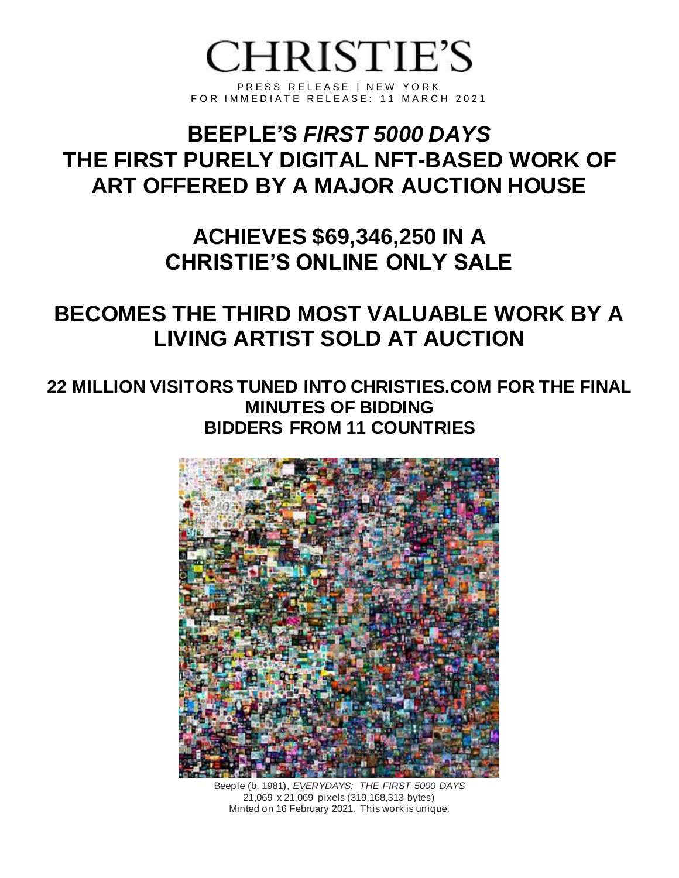# CHRISTIE'S

PRESS RELEASE | NEW YORK
FOR IMMEDIATE RELEASE: 11 MARCH 2021

# BEEPLE'S *FIRST 5000 DAYS* THE FIRST PURELY DIGITAL NFT-BASED WORK OF ART OFFERED BY A MAJOR AUCTION HOUSE

## ACHIEVES $69,346,250 IN A CHRISTIE'S ONLINE ONLY SALE

## BECOMES THE THIRD MOST VALUABLE WORK BY A LIVING ARTIST SOLD AT AUCTION

### 22 MILLION VISITORS TUNED INTO CHRISTIES.COM FOR THE FINAL MINUTES OF BIDDING
### BIDDERS FROM 11 COUNTRIES

Beeple (b. 1981), *EVERYDAYS: THE FIRST 5000 DAYS*
21,069 x 21,069 pixels (319,168,313 bytes)
Minted on 16 February 2021. This work is unique.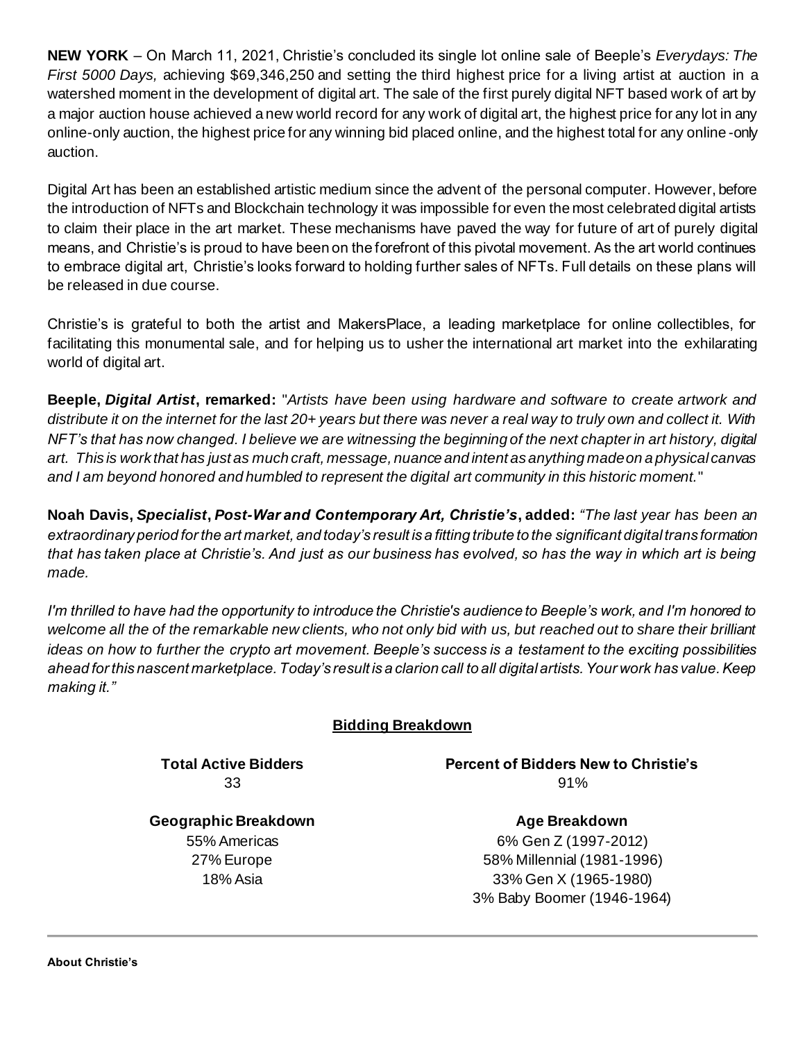**NEW YORK** – On March 11, 2021, Christie's concluded its single lot online sale of Beeple's *Everydays: The First 5000 Days,* achieving $69,346,250 and setting the third highest price for a living artist at auction in a watershed moment in the development of digital art. The sale of the first purely digital NFT based work of art by a major auction house achieved a new world record for any work of digital art, the highest price for any lot in any online-only auction, the highest price for any winning bid placed online, and the highest total for any online-only auction.

Digital Art has been an established artistic medium since the advent of the personal computer. However, before the introduction of NFTs and Blockchain technology it was impossible for even the most celebrated digital artists to claim their place in the art market. These mechanisms have paved the way for future of art of purely digital means, and Christie's is proud to have been on the forefront of this pivotal movement. As the art world continues to embrace digital art, Christie's looks forward to holding further sales of NFTs. Full details on these plans will be released in due course.

Christie's is grateful to both the artist and MakersPlace, a leading marketplace for online collectibles, for facilitating this monumental sale, and for helping us to usher the international art market into the exhilarating world of digital art.

**Beeple, *Digital Artist*, remarked:** "*Artists have been using hardware and software to create artwork and distribute it on the internet for the last 20+ years but there was never a real way to truly own and collect it. With NFT's that has now changed. I believe we are witnessing the beginning of the next chapter in art history, digital art. This is work that has just as much craft, message, nuance and intent as anything made on a physical canvas and I am beyond honored and humbled to represent the digital art community in this historic moment.*"

**Noah Davis, *Specialist*, *Post-War and Contemporary Art, Christie's*, added:** *"The last year has been an extraordinary period for the art market, and today's result is a fitting tribute to the significant digital transformation that has taken place at Christie's. And just as our business has evolved, so has the way in which art is being made.*

*I'm thrilled to have had the opportunity to introduce the Christie's audience to Beeple's work, and I'm honored to welcome all the of the remarkable new clients, who not only bid with us, but reached out to share their brilliant ideas on how to further the crypto art movement. Beeple's success is a testament to the exciting possibilities ahead for this nascent marketplace. Today's result is a clarion call to all digital artists. Your work has value. Keep making it."*

**<u>Bidding Breakdown</u>**

**Total Active Bidders**
33

**Percent of Bidders New to Christie's**
91%

**Geographic Breakdown**
55% Americas
27% Europe
18% Asia

**Age Breakdown**
6% Gen Z (1997-2012)
58% Millennial (1981-1996)
33% Gen X (1965-1980)
3% Baby Boomer (1946-1964)

---

**About Christie's**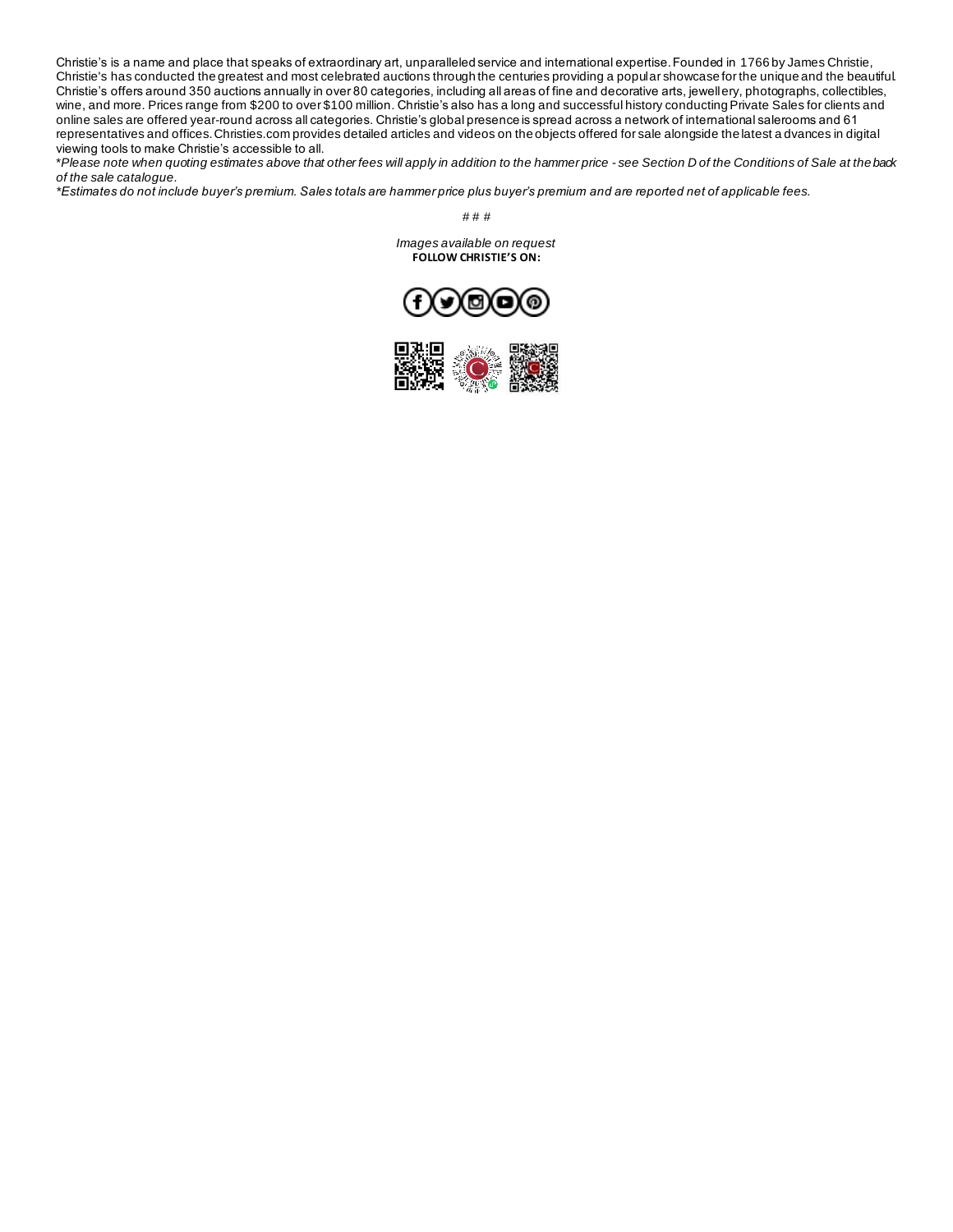Christie's is a name and place that speaks of extraordinary art, unparalleled service and international expertise. Founded in 1766 by James Christie, Christie's has conducted the greatest and most celebrated auctions through the centuries providing a popular showcase for the unique and the beautiful. Christie's offers around 350 auctions annually in over 80 categories, including all areas of fine and decorative arts, jewellery, photographs, collectibles, wine, and more. Prices range from $200 to over $100 million. Christie's also has a long and successful history conducting Private Sales for clients and online sales are offered year-round across all categories. Christie's global presence is spread across a network of international salerooms and 61 representatives and offices. Christies.com provides detailed articles and videos on the objects offered for sale alongside the latest advances in digital viewing tools to make Christie's accessible to all.

*\*Please note when quoting estimates above that other fees will apply in addition to the hammer price - see Section D of the Conditions of Sale at the back of the sale catalogue.*

*\*Estimates do not include buyer's premium. Sales totals are hammer price plus buyer's premium and are reported net of applicable fees.*

\# # #

*Images available on request*

**FOLLOW CHRISTIE'S ON:**